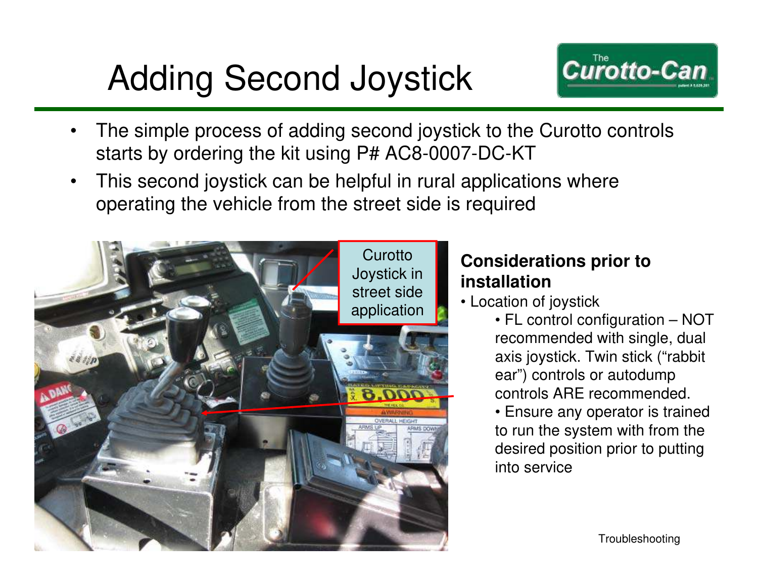# Adding Second Joystick

- The simple process of adding second joystick to the Curotto controls starts by ordering the kit using P# AC8-0007-DC-KT
- This second joystick can be helpful in rural applications where operating the vehicle from the street side is required

Curotto Joystick in street side application

**Considerations prior to installation**

- Location of joystick
  - FL control configuration – NOT recommended with single, dual axis joystick. Twin stick ("rabbit ear") controls or autodump controls ARE recommended.
  - Ensure any operator is trained to run the system with from the desired position prior to putting into service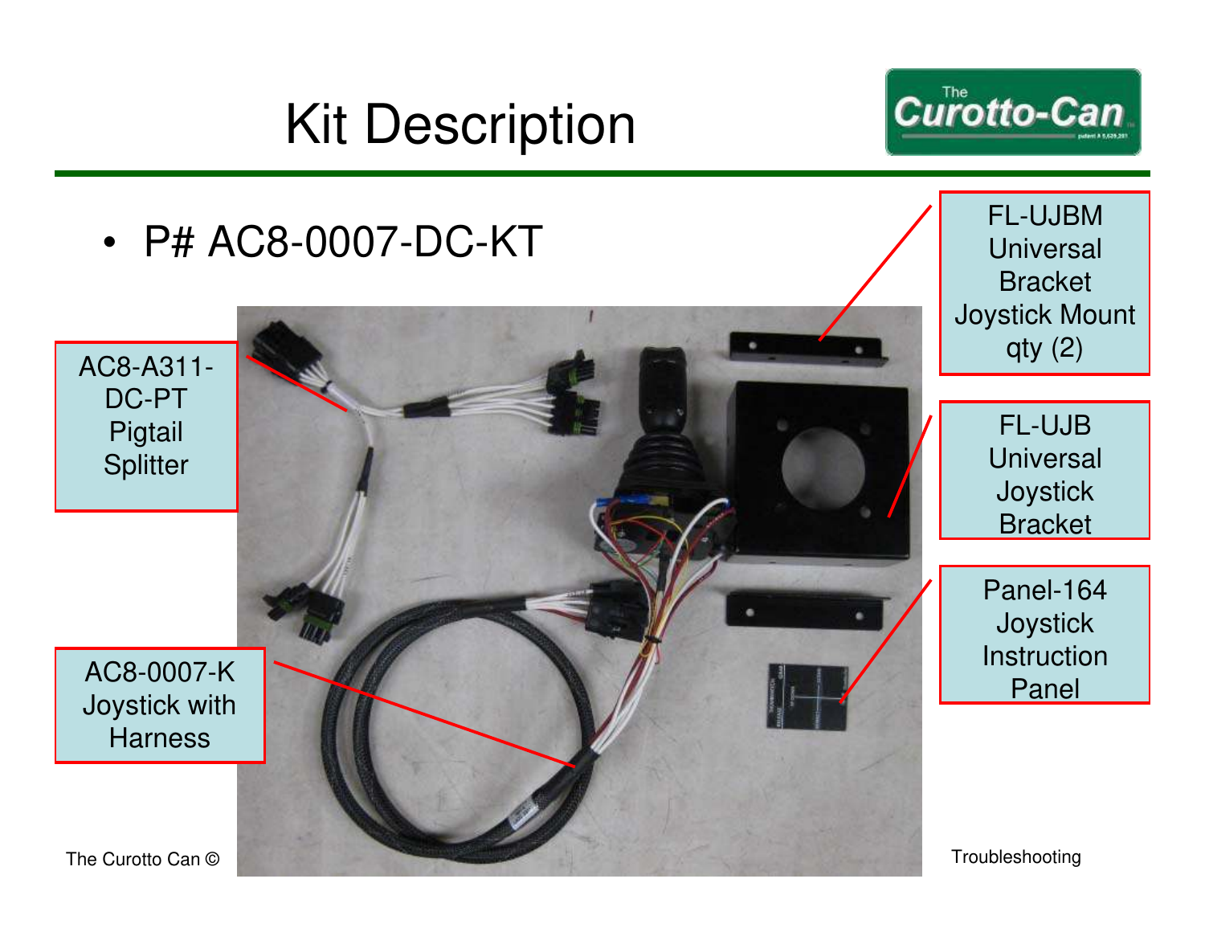# Kit Description

- P# AC8-0007-DC-KT

AC8-A311-DC-PT Pigtail Splitter

AC8-0007-K Joystick with Harness

FL-UJBM Universal Bracket Joystick Mount qty (2)

FL-UJB Universal Joystick Bracket

Panel-164 Joystick Instruction Panel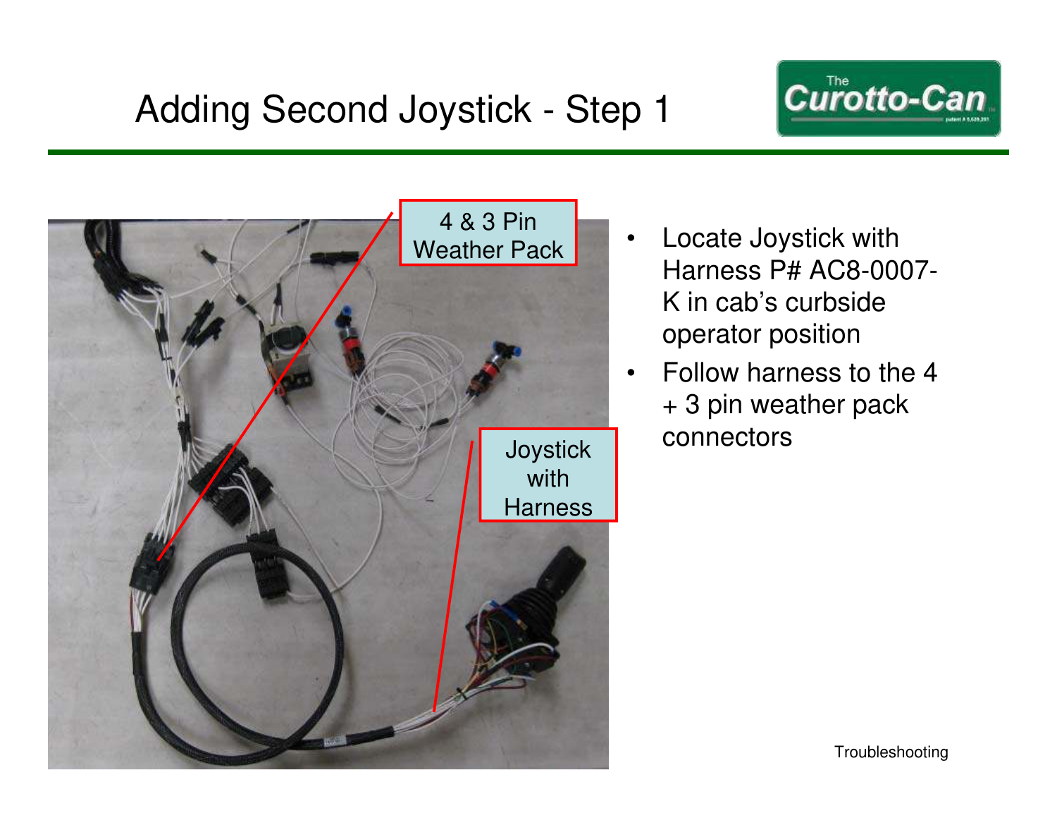# Adding Second Joystick - Step 1

The Curotto-Can

4 & 3 Pin Weather Pack

Joystick with Harness

- Locate Joystick with Harness P# AC8-0007-K in cab's curbside operator position
- Follow harness to the 4 + 3 pin weather pack connectors

Troubleshooting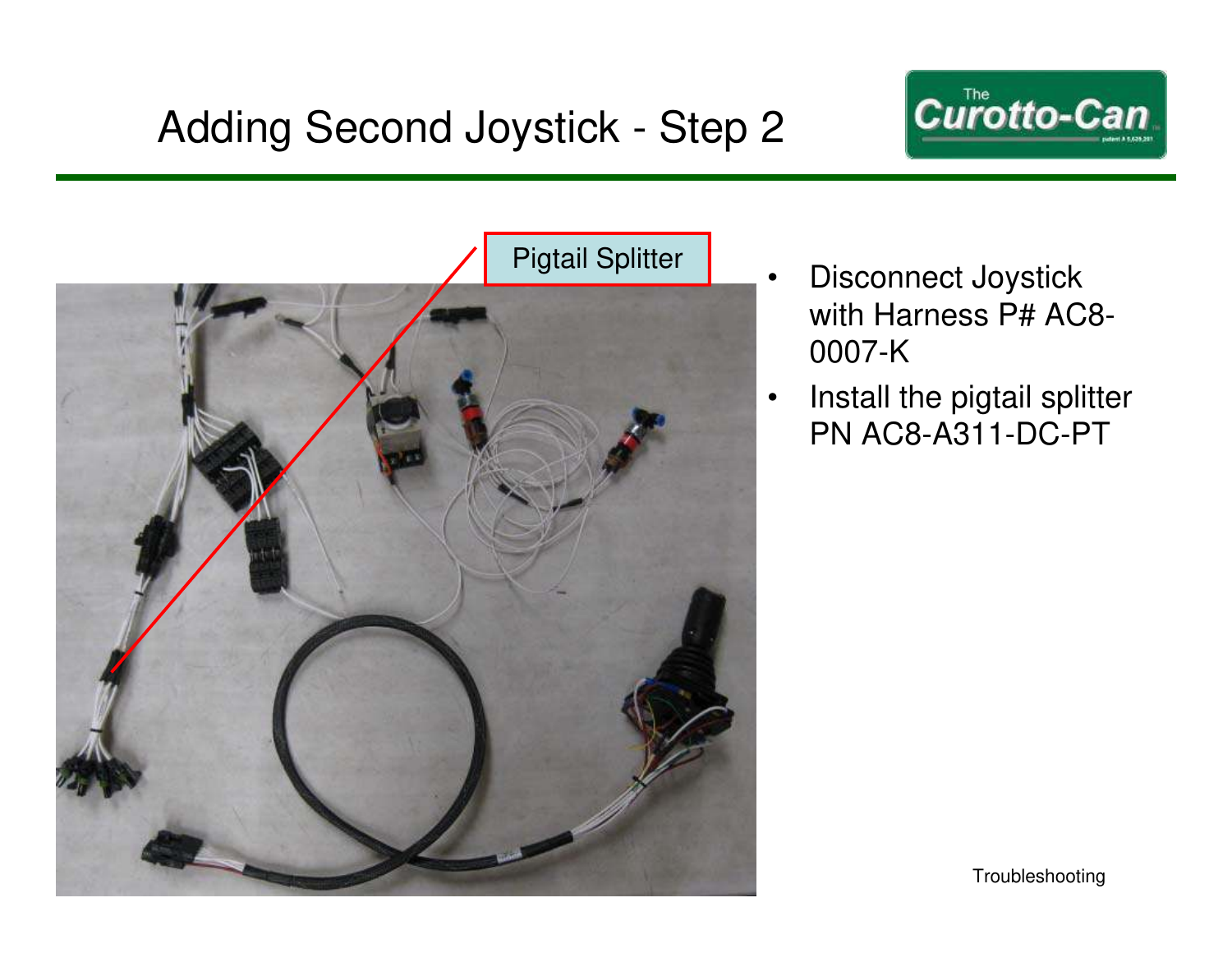# Adding Second Joystick - Step 2

Pigtail Splitter

- Disconnect Joystick with Harness P# AC8-0007-K
- Install the pigtail splitter PN AC8-A311-DC-PT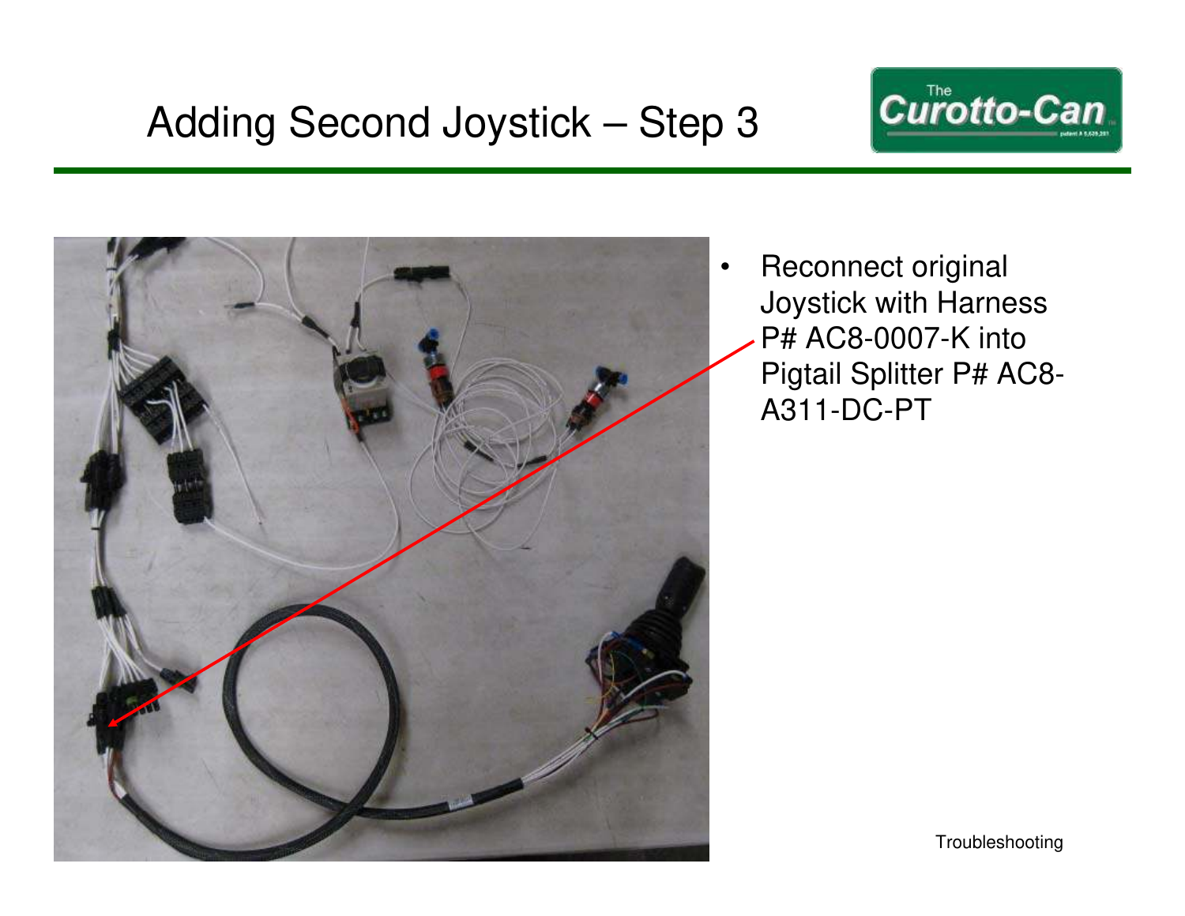# Adding Second Joystick – Step 3

- Reconnect original Joystick with Harness P# AC8-0007-K into Pigtail Splitter P# AC8-A311-DC-PT

Troubleshooting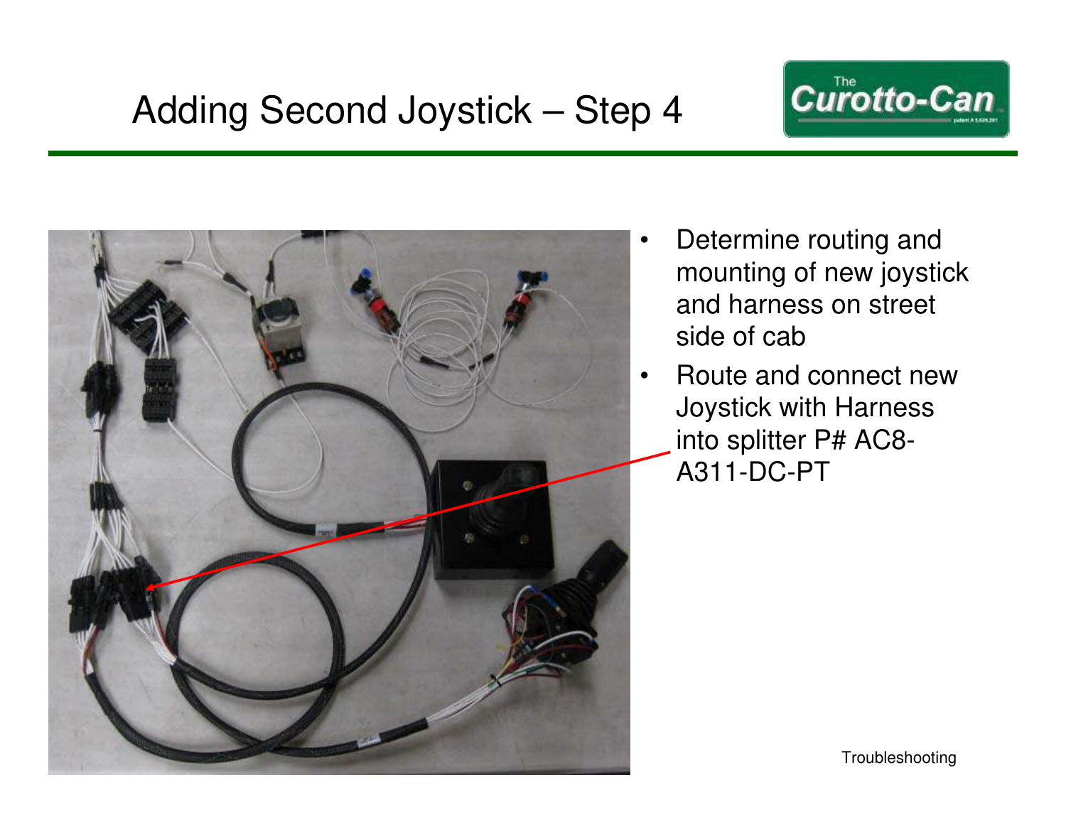# Adding Second Joystick – Step 4

- Determine routing and mounting of new joystick and harness on street side of cab
- Route and connect new Joystick with Harness into splitter P# AC8-A311-DC-PT

Troubleshooting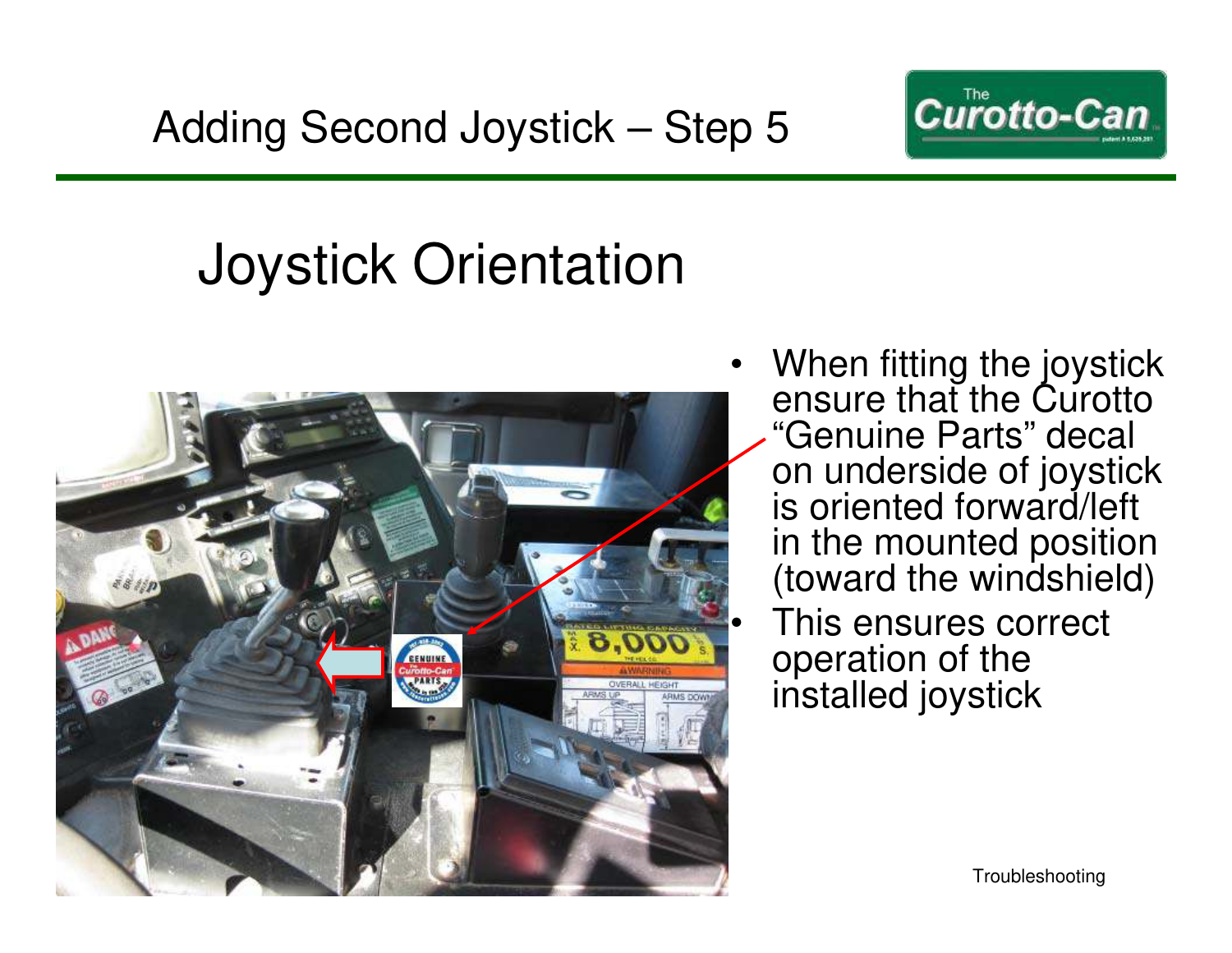# Adding Second Joystick – Step 5

## Joystick Orientation

- When fitting the joystick ensure that the Curotto "Genuine Parts" decal on underside of joystick is oriented forward/left in the mounted position (toward the windshield)
- This ensures correct operation of the installed joystick

Troubleshooting